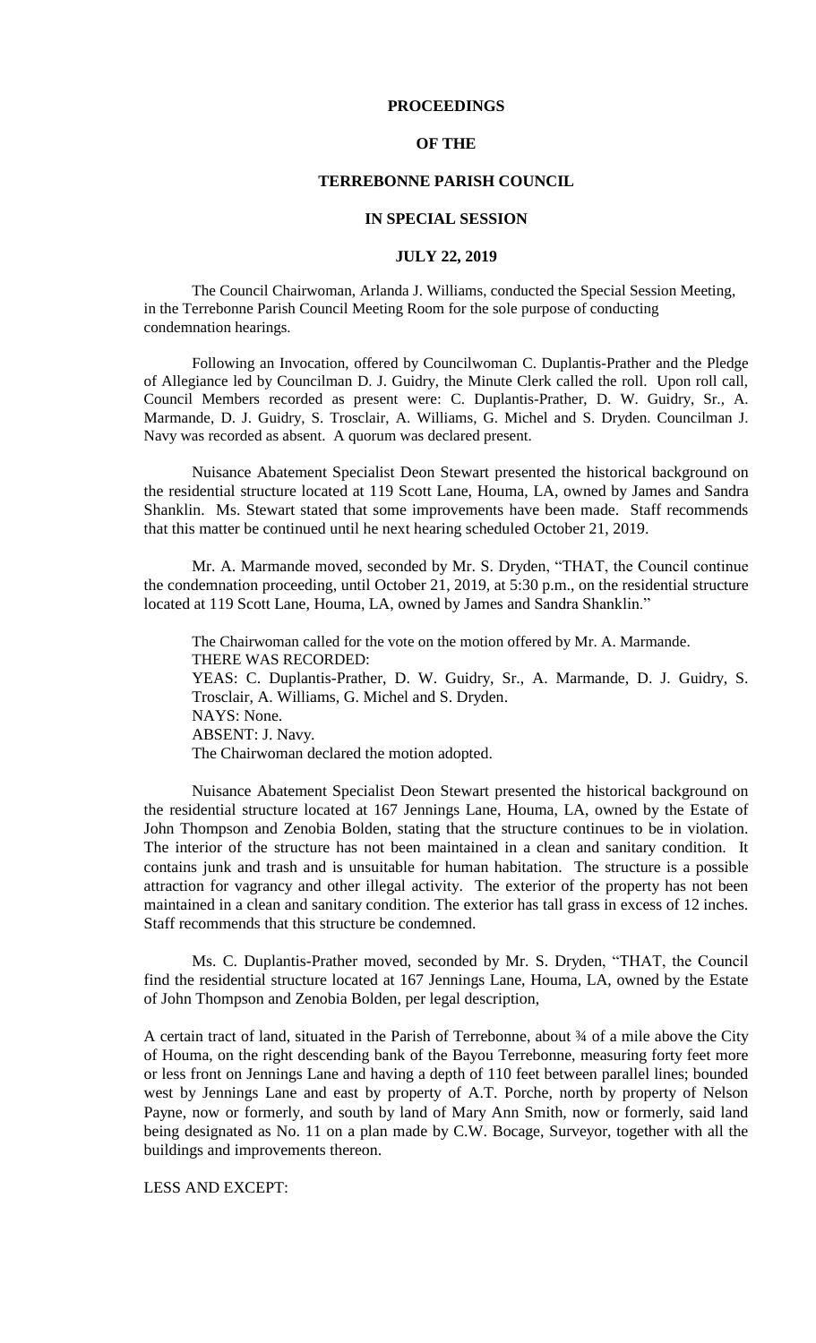**PROCEEDINGS**

**OF THE**

**TERREBONNE PARISH COUNCIL**

**IN SPECIAL SESSION**

**JULY 22, 2019**

The Council Chairwoman, Arlanda J. Williams, conducted the Special Session Meeting, in the Terrebonne Parish Council Meeting Room for the sole purpose of conducting condemnation hearings.

Following an Invocation, offered by Councilwoman C. Duplantis-Prather and the Pledge of Allegiance led by Councilman D. J. Guidry, the Minute Clerk called the roll. Upon roll call, Council Members recorded as present were: C. Duplantis-Prather, D. W. Guidry, Sr., A. Marmande, D. J. Guidry, S. Trosclair, A. Williams, G. Michel and S. Dryden. Councilman J. Navy was recorded as absent. A quorum was declared present.

Nuisance Abatement Specialist Deon Stewart presented the historical background on the residential structure located at 119 Scott Lane, Houma, LA, owned by James and Sandra Shanklin. Ms. Stewart stated that some improvements have been made. Staff recommends that this matter be continued until he next hearing scheduled October 21, 2019.

Mr. A. Marmande moved, seconded by Mr. S. Dryden, "THAT, the Council continue the condemnation proceeding, until October 21, 2019, at 5:30 p.m., on the residential structure located at 119 Scott Lane, Houma, LA, owned by James and Sandra Shanklin."

The Chairwoman called for the vote on the motion offered by Mr. A. Marmande.
THERE WAS RECORDED:
YEAS: C. Duplantis-Prather, D. W. Guidry, Sr., A. Marmande, D. J. Guidry, S. Trosclair, A. Williams, G. Michel and S. Dryden.
NAYS: None.
ABSENT: J. Navy.
The Chairwoman declared the motion adopted.

Nuisance Abatement Specialist Deon Stewart presented the historical background on the residential structure located at 167 Jennings Lane, Houma, LA, owned by the Estate of John Thompson and Zenobia Bolden, stating that the structure continues to be in violation. The interior of the structure has not been maintained in a clean and sanitary condition. It contains junk and trash and is unsuitable for human habitation. The structure is a possible attraction for vagrancy and other illegal activity. The exterior of the property has not been maintained in a clean and sanitary condition. The exterior has tall grass in excess of 12 inches. Staff recommends that this structure be condemned.

Ms. C. Duplantis-Prather moved, seconded by Mr. S. Dryden, "THAT, the Council find the residential structure located at 167 Jennings Lane, Houma, LA, owned by the Estate of John Thompson and Zenobia Bolden, per legal description,

A certain tract of land, situated in the Parish of Terrebonne, about ¾ of a mile above the City of Houma, on the right descending bank of the Bayou Terrebonne, measuring forty feet more or less front on Jennings Lane and having a depth of 110 feet between parallel lines; bounded west by Jennings Lane and east by property of A.T. Porche, north by property of Nelson Payne, now or formerly, and south by land of Mary Ann Smith, now or formerly, said land being designated as No. 11 on a plan made by C.W. Bocage, Surveyor, together with all the buildings and improvements thereon.

LESS AND EXCEPT: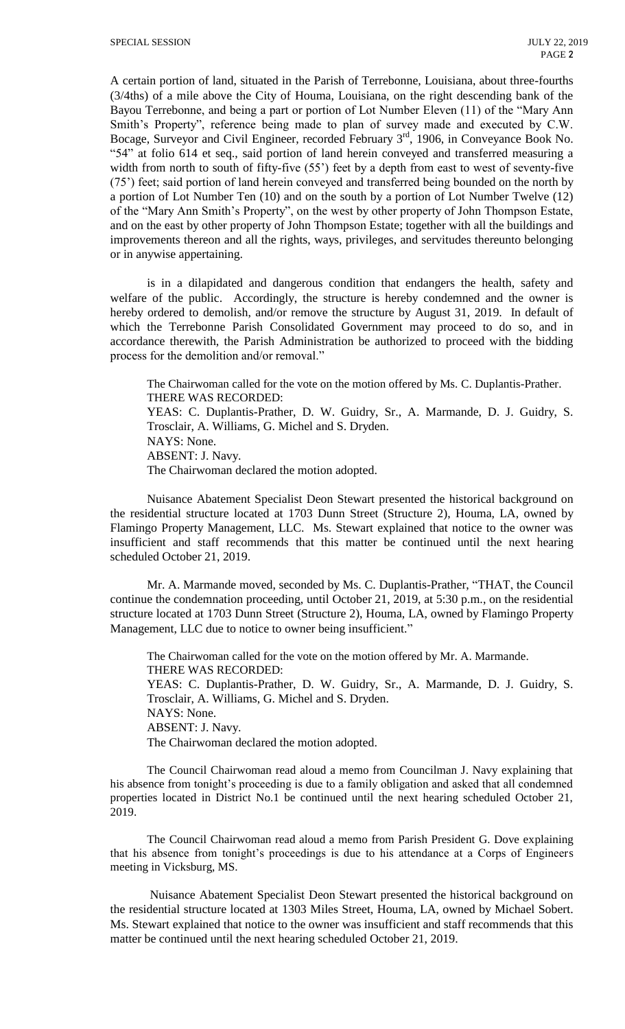A certain portion of land, situated in the Parish of Terrebonne, Louisiana, about three-fourths (3/4ths) of a mile above the City of Houma, Louisiana, on the right descending bank of the Bayou Terrebonne, and being a part or portion of Lot Number Eleven (11) of the "Mary Ann Smith's Property", reference being made to plan of survey made and executed by C.W. Bocage, Surveyor and Civil Engineer, recorded February 3rd, 1906, in Conveyance Book No. "54" at folio 614 et seq., said portion of land herein conveyed and transferred measuring a width from north to south of fifty-five (55') feet by a depth from east to west of seventy-five (75') feet; said portion of land herein conveyed and transferred being bounded on the north by a portion of Lot Number Ten (10) and on the south by a portion of Lot Number Twelve (12) of the "Mary Ann Smith's Property", on the west by other property of John Thompson Estate, and on the east by other property of John Thompson Estate; together with all the buildings and improvements thereon and all the rights, ways, privileges, and servitudes thereunto belonging or in anywise appertaining.

is in a dilapidated and dangerous condition that endangers the health, safety and welfare of the public. Accordingly, the structure is hereby condemned and the owner is hereby ordered to demolish, and/or remove the structure by August 31, 2019. In default of which the Terrebonne Parish Consolidated Government may proceed to do so, and in accordance therewith, the Parish Administration be authorized to proceed with the bidding process for the demolition and/or removal."

The Chairwoman called for the vote on the motion offered by Ms. C. Duplantis-Prather.
THERE WAS RECORDED:
YEAS: C. Duplantis-Prather, D. W. Guidry, Sr., A. Marmande, D. J. Guidry, S. Trosclair, A. Williams, G. Michel and S. Dryden.
NAYS: None.
ABSENT: J. Navy.
The Chairwoman declared the motion adopted.

Nuisance Abatement Specialist Deon Stewart presented the historical background on the residential structure located at 1703 Dunn Street (Structure 2), Houma, LA, owned by Flamingo Property Management, LLC. Ms. Stewart explained that notice to the owner was insufficient and staff recommends that this matter be continued until the next hearing scheduled October 21, 2019.

Mr. A. Marmande moved, seconded by Ms. C. Duplantis-Prather, "THAT, the Council continue the condemnation proceeding, until October 21, 2019, at 5:30 p.m., on the residential structure located at 1703 Dunn Street (Structure 2), Houma, LA, owned by Flamingo Property Management, LLC due to notice to owner being insufficient."

The Chairwoman called for the vote on the motion offered by Mr. A. Marmande.
THERE WAS RECORDED:
YEAS: C. Duplantis-Prather, D. W. Guidry, Sr., A. Marmande, D. J. Guidry, S. Trosclair, A. Williams, G. Michel and S. Dryden.
NAYS: None.
ABSENT: J. Navy.
The Chairwoman declared the motion adopted.

The Council Chairwoman read aloud a memo from Councilman J. Navy explaining that his absence from tonight's proceeding is due to a family obligation and asked that all condemned properties located in District No.1 be continued until the next hearing scheduled October 21, 2019.

The Council Chairwoman read aloud a memo from Parish President G. Dove explaining that his absence from tonight's proceedings is due to his attendance at a Corps of Engineers meeting in Vicksburg, MS.

Nuisance Abatement Specialist Deon Stewart presented the historical background on the residential structure located at 1303 Miles Street, Houma, LA, owned by Michael Sobert. Ms. Stewart explained that notice to the owner was insufficient and staff recommends that this matter be continued until the next hearing scheduled October 21, 2019.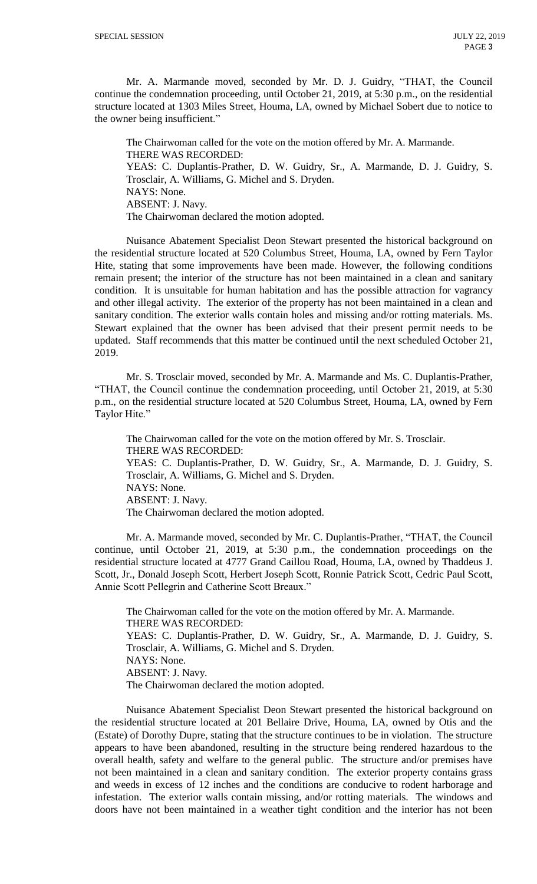Mr. A. Marmande moved, seconded by Mr. D. J. Guidry, "THAT, the Council continue the condemnation proceeding, until October 21, 2019, at 5:30 p.m., on the residential structure located at 1303 Miles Street, Houma, LA, owned by Michael Sobert due to notice to the owner being insufficient."

The Chairwoman called for the vote on the motion offered by Mr. A. Marmande.
THERE WAS RECORDED:
YEAS: C. Duplantis-Prather, D. W. Guidry, Sr., A. Marmande, D. J. Guidry, S. Trosclair, A. Williams, G. Michel and S. Dryden.
NAYS: None.
ABSENT: J. Navy.
The Chairwoman declared the motion adopted.

Nuisance Abatement Specialist Deon Stewart presented the historical background on the residential structure located at 520 Columbus Street, Houma, LA, owned by Fern Taylor Hite, stating that some improvements have been made. However, the following conditions remain present; the interior of the structure has not been maintained in a clean and sanitary condition. It is unsuitable for human habitation and has the possible attraction for vagrancy and other illegal activity. The exterior of the property has not been maintained in a clean and sanitary condition. The exterior walls contain holes and missing and/or rotting materials. Ms. Stewart explained that the owner has been advised that their present permit needs to be updated. Staff recommends that this matter be continued until the next scheduled October 21, 2019.

Mr. S. Trosclair moved, seconded by Mr. A. Marmande and Ms. C. Duplantis-Prather, "THAT, the Council continue the condemnation proceeding, until October 21, 2019, at 5:30 p.m., on the residential structure located at 520 Columbus Street, Houma, LA, owned by Fern Taylor Hite."

The Chairwoman called for the vote on the motion offered by Mr. S. Trosclair.
THERE WAS RECORDED:
YEAS: C. Duplantis-Prather, D. W. Guidry, Sr., A. Marmande, D. J. Guidry, S. Trosclair, A. Williams, G. Michel and S. Dryden.
NAYS: None.
ABSENT: J. Navy.
The Chairwoman declared the motion adopted.

Mr. A. Marmande moved, seconded by Mr. C. Duplantis-Prather, "THAT, the Council continue, until October 21, 2019, at 5:30 p.m., the condemnation proceedings on the residential structure located at 4777 Grand Caillou Road, Houma, LA, owned by Thaddeus J. Scott, Jr., Donald Joseph Scott, Herbert Joseph Scott, Ronnie Patrick Scott, Cedric Paul Scott, Annie Scott Pellegrin and Catherine Scott Breaux."

The Chairwoman called for the vote on the motion offered by Mr. A. Marmande.
THERE WAS RECORDED:
YEAS: C. Duplantis-Prather, D. W. Guidry, Sr., A. Marmande, D. J. Guidry, S. Trosclair, A. Williams, G. Michel and S. Dryden.
NAYS: None.
ABSENT: J. Navy.
The Chairwoman declared the motion adopted.

Nuisance Abatement Specialist Deon Stewart presented the historical background on the residential structure located at 201 Bellaire Drive, Houma, LA, owned by Otis and the (Estate) of Dorothy Dupre, stating that the structure continues to be in violation. The structure appears to have been abandoned, resulting in the structure being rendered hazardous to the overall health, safety and welfare to the general public. The structure and/or premises have not been maintained in a clean and sanitary condition. The exterior property contains grass and weeds in excess of 12 inches and the conditions are conducive to rodent harborage and infestation. The exterior walls contain missing, and/or rotting materials. The windows and doors have not been maintained in a weather tight condition and the interior has not been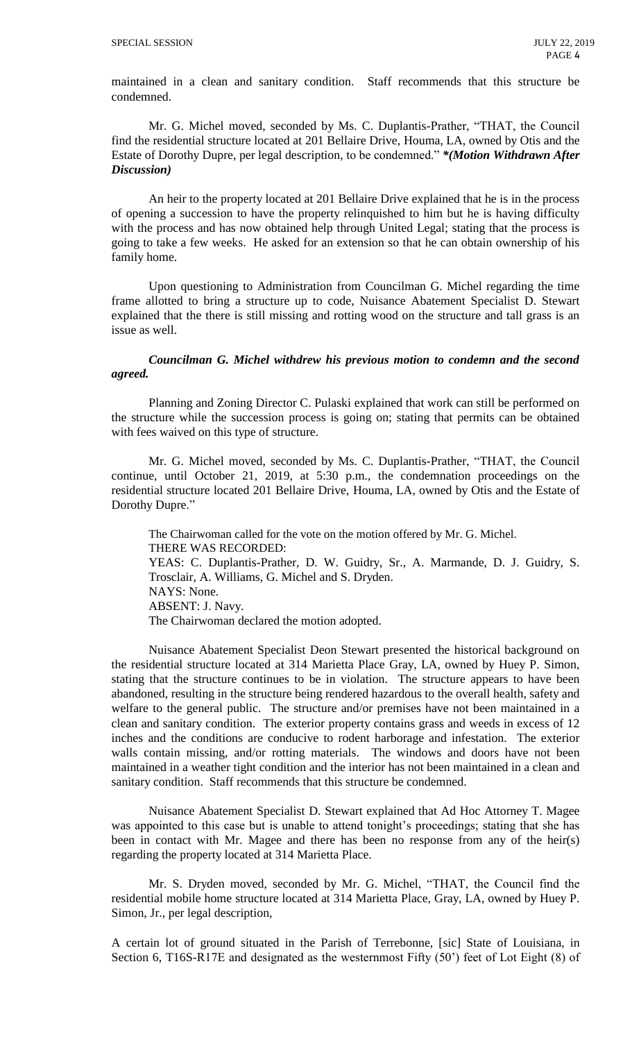maintained in a clean and sanitary condition. Staff recommends that this structure be condemned.

Mr. G. Michel moved, seconded by Ms. C. Duplantis-Prather, "THAT, the Council find the residential structure located at 201 Bellaire Drive, Houma, LA, owned by Otis and the Estate of Dorothy Dupre, per legal description, to be condemned." ***(Motion Withdrawn After Discussion)***

An heir to the property located at 201 Bellaire Drive explained that he is in the process of opening a succession to have the property relinquished to him but he is having difficulty with the process and has now obtained help through United Legal; stating that the process is going to take a few weeks. He asked for an extension so that he can obtain ownership of his family home.

Upon questioning to Administration from Councilman G. Michel regarding the time frame allotted to bring a structure up to code, Nuisance Abatement Specialist D. Stewart explained that the there is still missing and rotting wood on the structure and tall grass is an issue as well.

***Councilman G. Michel withdrew his previous motion to condemn and the second agreed.***

Planning and Zoning Director C. Pulaski explained that work can still be performed on the structure while the succession process is going on; stating that permits can be obtained with fees waived on this type of structure.

Mr. G. Michel moved, seconded by Ms. C. Duplantis-Prather, "THAT, the Council continue, until October 21, 2019, at 5:30 p.m., the condemnation proceedings on the residential structure located 201 Bellaire Drive, Houma, LA, owned by Otis and the Estate of Dorothy Dupre."

The Chairwoman called for the vote on the motion offered by Mr. G. Michel.
THERE WAS RECORDED:
YEAS: C. Duplantis-Prather, D. W. Guidry, Sr., A. Marmande, D. J. Guidry, S. Trosclair, A. Williams, G. Michel and S. Dryden.
NAYS: None.
ABSENT: J. Navy.
The Chairwoman declared the motion adopted.

Nuisance Abatement Specialist Deon Stewart presented the historical background on the residential structure located at 314 Marietta Place Gray, LA, owned by Huey P. Simon, stating that the structure continues to be in violation. The structure appears to have been abandoned, resulting in the structure being rendered hazardous to the overall health, safety and welfare to the general public. The structure and/or premises have not been maintained in a clean and sanitary condition. The exterior property contains grass and weeds in excess of 12 inches and the conditions are conducive to rodent harborage and infestation. The exterior walls contain missing, and/or rotting materials. The windows and doors have not been maintained in a weather tight condition and the interior has not been maintained in a clean and sanitary condition. Staff recommends that this structure be condemned.

Nuisance Abatement Specialist D. Stewart explained that Ad Hoc Attorney T. Magee was appointed to this case but is unable to attend tonight's proceedings; stating that she has been in contact with Mr. Magee and there has been no response from any of the heir(s) regarding the property located at 314 Marietta Place.

Mr. S. Dryden moved, seconded by Mr. G. Michel, "THAT, the Council find the residential mobile home structure located at 314 Marietta Place, Gray, LA, owned by Huey P. Simon, Jr., per legal description,

A certain lot of ground situated in the Parish of Terrebonne, [sic] State of Louisiana, in Section 6, T16S-R17E and designated as the westernmost Fifty (50') feet of Lot Eight (8) of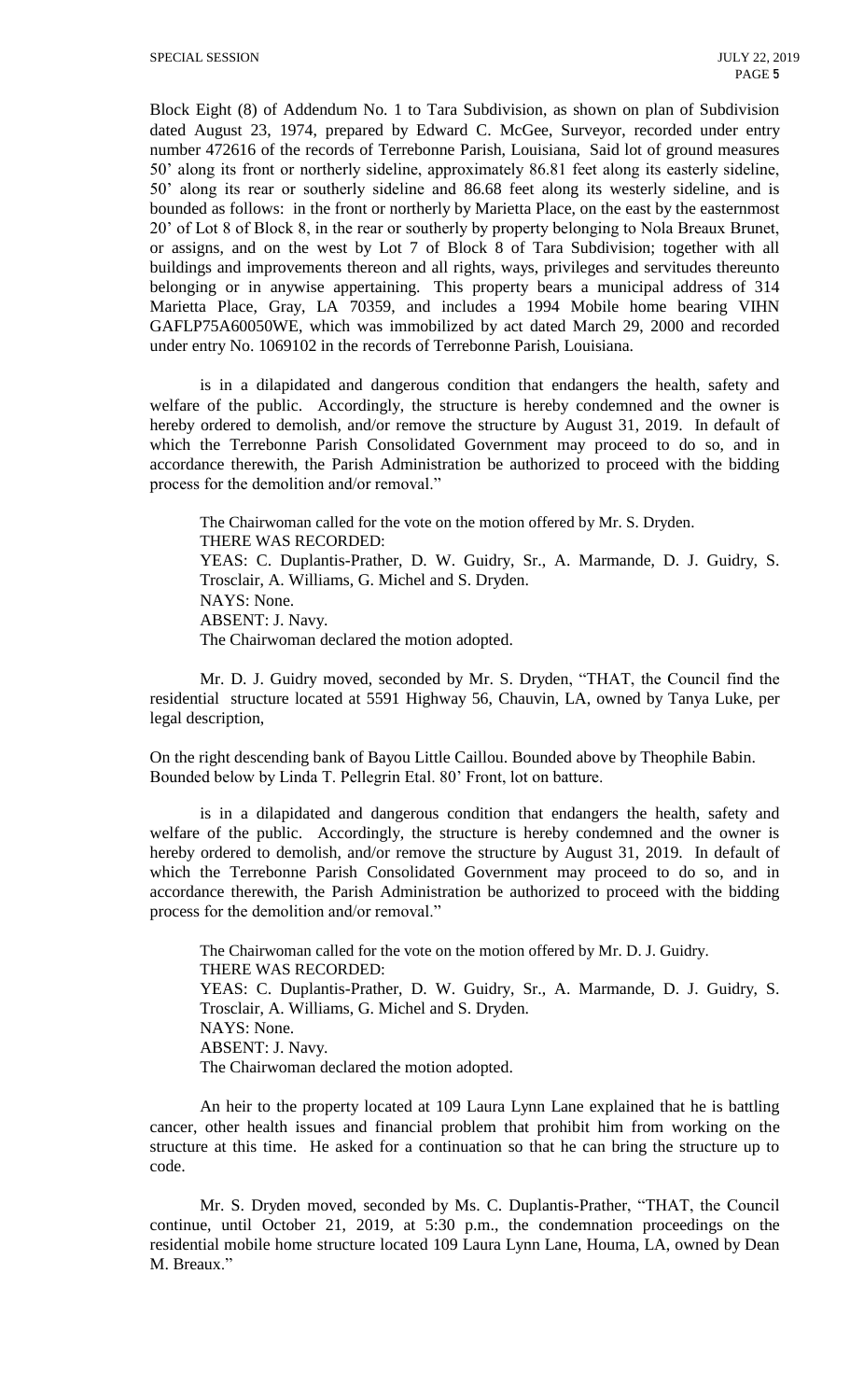Block Eight (8) of Addendum No. 1 to Tara Subdivision, as shown on plan of Subdivision dated August 23, 1974, prepared by Edward C. McGee, Surveyor, recorded under entry number 472616 of the records of Terrebonne Parish, Louisiana, Said lot of ground measures 50' along its front or northerly sideline, approximately 86.81 feet along its easterly sideline, 50' along its rear or southerly sideline and 86.68 feet along its westerly sideline, and is bounded as follows: in the front or northerly by Marietta Place, on the east by the easternmost 20' of Lot 8 of Block 8, in the rear or southerly by property belonging to Nola Breaux Brunet, or assigns, and on the west by Lot 7 of Block 8 of Tara Subdivision; together with all buildings and improvements thereon and all rights, ways, privileges and servitudes thereunto belonging or in anywise appertaining. This property bears a municipal address of 314 Marietta Place, Gray, LA 70359, and includes a 1994 Mobile home bearing VIHN GAFLP75A60050WE, which was immobilized by act dated March 29, 2000 and recorded under entry No. 1069102 in the records of Terrebonne Parish, Louisiana.

is in a dilapidated and dangerous condition that endangers the health, safety and welfare of the public. Accordingly, the structure is hereby condemned and the owner is hereby ordered to demolish, and/or remove the structure by August 31, 2019. In default of which the Terrebonne Parish Consolidated Government may proceed to do so, and in accordance therewith, the Parish Administration be authorized to proceed with the bidding process for the demolition and/or removal."

The Chairwoman called for the vote on the motion offered by Mr. S. Dryden.
THERE WAS RECORDED:
YEAS: C. Duplantis-Prather, D. W. Guidry, Sr., A. Marmande, D. J. Guidry, S. Trosclair, A. Williams, G. Michel and S. Dryden.
NAYS: None.
ABSENT: J. Navy.
The Chairwoman declared the motion adopted.

Mr. D. J. Guidry moved, seconded by Mr. S. Dryden, "THAT, the Council find the residential structure located at 5591 Highway 56, Chauvin, LA, owned by Tanya Luke, per legal description,

On the right descending bank of Bayou Little Caillou. Bounded above by Theophile Babin. Bounded below by Linda T. Pellegrin Etal. 80' Front, lot on batture.

is in a dilapidated and dangerous condition that endangers the health, safety and welfare of the public. Accordingly, the structure is hereby condemned and the owner is hereby ordered to demolish, and/or remove the structure by August 31, 2019. In default of which the Terrebonne Parish Consolidated Government may proceed to do so, and in accordance therewith, the Parish Administration be authorized to proceed with the bidding process for the demolition and/or removal."

The Chairwoman called for the vote on the motion offered by Mr. D. J. Guidry.
THERE WAS RECORDED:
YEAS: C. Duplantis-Prather, D. W. Guidry, Sr., A. Marmande, D. J. Guidry, S. Trosclair, A. Williams, G. Michel and S. Dryden.
NAYS: None.
ABSENT: J. Navy.
The Chairwoman declared the motion adopted.

An heir to the property located at 109 Laura Lynn Lane explained that he is battling cancer, other health issues and financial problem that prohibit him from working on the structure at this time. He asked for a continuation so that he can bring the structure up to code.

Mr. S. Dryden moved, seconded by Ms. C. Duplantis-Prather, "THAT, the Council continue, until October 21, 2019, at 5:30 p.m., the condemnation proceedings on the residential mobile home structure located 109 Laura Lynn Lane, Houma, LA, owned by Dean M. Breaux."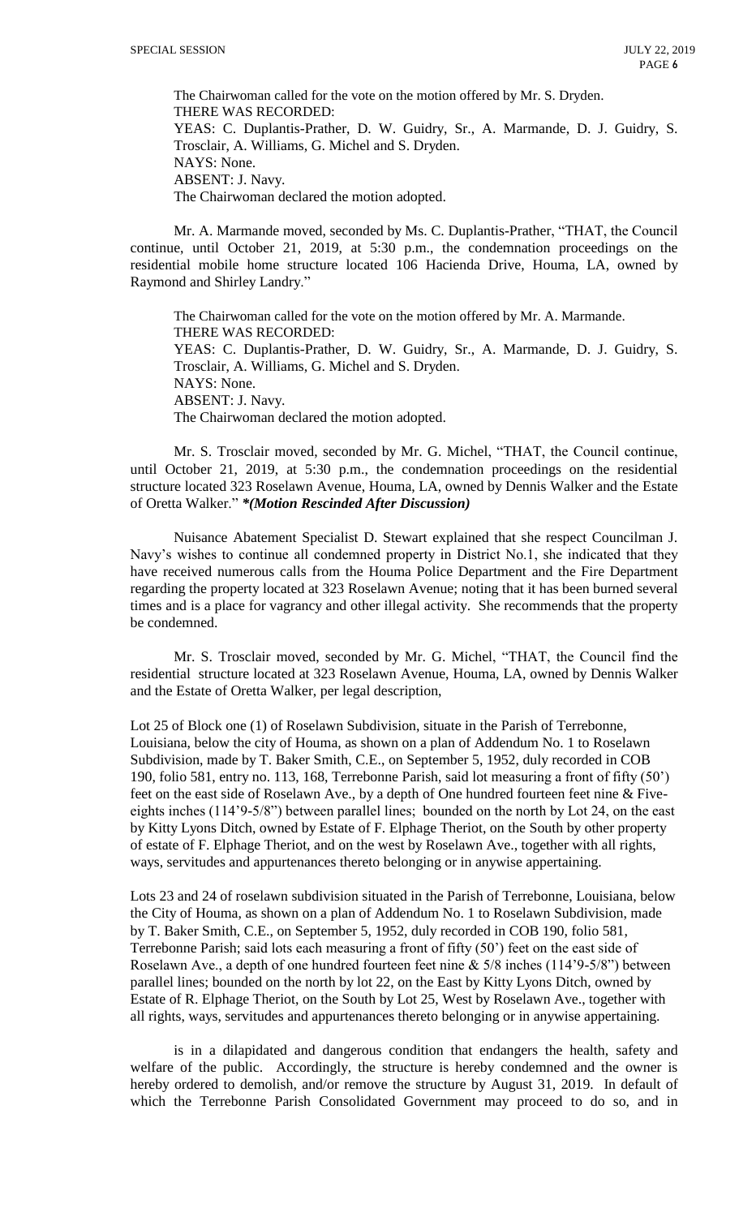The Chairwoman called for the vote on the motion offered by Mr. S. Dryden.
THERE WAS RECORDED:
YEAS: C. Duplantis-Prather, D. W. Guidry, Sr., A. Marmande, D. J. Guidry, S. Trosclair, A. Williams, G. Michel and S. Dryden.
NAYS: None.
ABSENT: J. Navy.
The Chairwoman declared the motion adopted.

Mr. A. Marmande moved, seconded by Ms. C. Duplantis-Prather, "THAT, the Council continue, until October 21, 2019, at 5:30 p.m., the condemnation proceedings on the residential mobile home structure located 106 Hacienda Drive, Houma, LA, owned by Raymond and Shirley Landry."

The Chairwoman called for the vote on the motion offered by Mr. A. Marmande.
THERE WAS RECORDED:
YEAS: C. Duplantis-Prather, D. W. Guidry, Sr., A. Marmande, D. J. Guidry, S. Trosclair, A. Williams, G. Michel and S. Dryden.
NAYS: None.
ABSENT: J. Navy.
The Chairwoman declared the motion adopted.

Mr. S. Trosclair moved, seconded by Mr. G. Michel, "THAT, the Council continue, until October 21, 2019, at 5:30 p.m., the condemnation proceedings on the residential structure located 323 Roselawn Avenue, Houma, LA, owned by Dennis Walker and the Estate of Oretta Walker." ***(Motion Rescinded After Discussion)***

Nuisance Abatement Specialist D. Stewart explained that she respect Councilman J. Navy's wishes to continue all condemned property in District No.1, she indicated that they have received numerous calls from the Houma Police Department and the Fire Department regarding the property located at 323 Roselawn Avenue; noting that it has been burned several times and is a place for vagrancy and other illegal activity. She recommends that the property be condemned.

Mr. S. Trosclair moved, seconded by Mr. G. Michel, "THAT, the Council find the residential structure located at 323 Roselawn Avenue, Houma, LA, owned by Dennis Walker and the Estate of Oretta Walker, per legal description,

Lot 25 of Block one (1) of Roselawn Subdivision, situate in the Parish of Terrebonne, Louisiana, below the city of Houma, as shown on a plan of Addendum No. 1 to Roselawn Subdivision, made by T. Baker Smith, C.E., on September 5, 1952, duly recorded in COB 190, folio 581, entry no. 113, 168, Terrebonne Parish, said lot measuring a front of fifty (50') feet on the east side of Roselawn Ave., by a depth of One hundred fourteen feet nine & Five-eights inches (114'9-5/8") between parallel lines; bounded on the north by Lot 24, on the east by Kitty Lyons Ditch, owned by Estate of F. Elphage Theriot, on the South by other property of estate of F. Elphage Theriot, and on the west by Roselawn Ave., together with all rights, ways, servitudes and appurtenances thereto belonging or in anywise appertaining.

Lots 23 and 24 of roselawn subdivision situated in the Parish of Terrebonne, Louisiana, below the City of Houma, as shown on a plan of Addendum No. 1 to Roselawn Subdivision, made by T. Baker Smith, C.E., on September 5, 1952, duly recorded in COB 190, folio 581, Terrebonne Parish; said lots each measuring a front of fifty (50') feet on the east side of Roselawn Ave., a depth of one hundred fourteen feet nine & 5/8 inches (114'9-5/8") between parallel lines; bounded on the north by lot 22, on the East by Kitty Lyons Ditch, owned by Estate of R. Elphage Theriot, on the South by Lot 25, West by Roselawn Ave., together with all rights, ways, servitudes and appurtenances thereto belonging or in anywise appertaining.

is in a dilapidated and dangerous condition that endangers the health, safety and welfare of the public. Accordingly, the structure is hereby condemned and the owner is hereby ordered to demolish, and/or remove the structure by August 31, 2019. In default of which the Terrebonne Parish Consolidated Government may proceed to do so, and in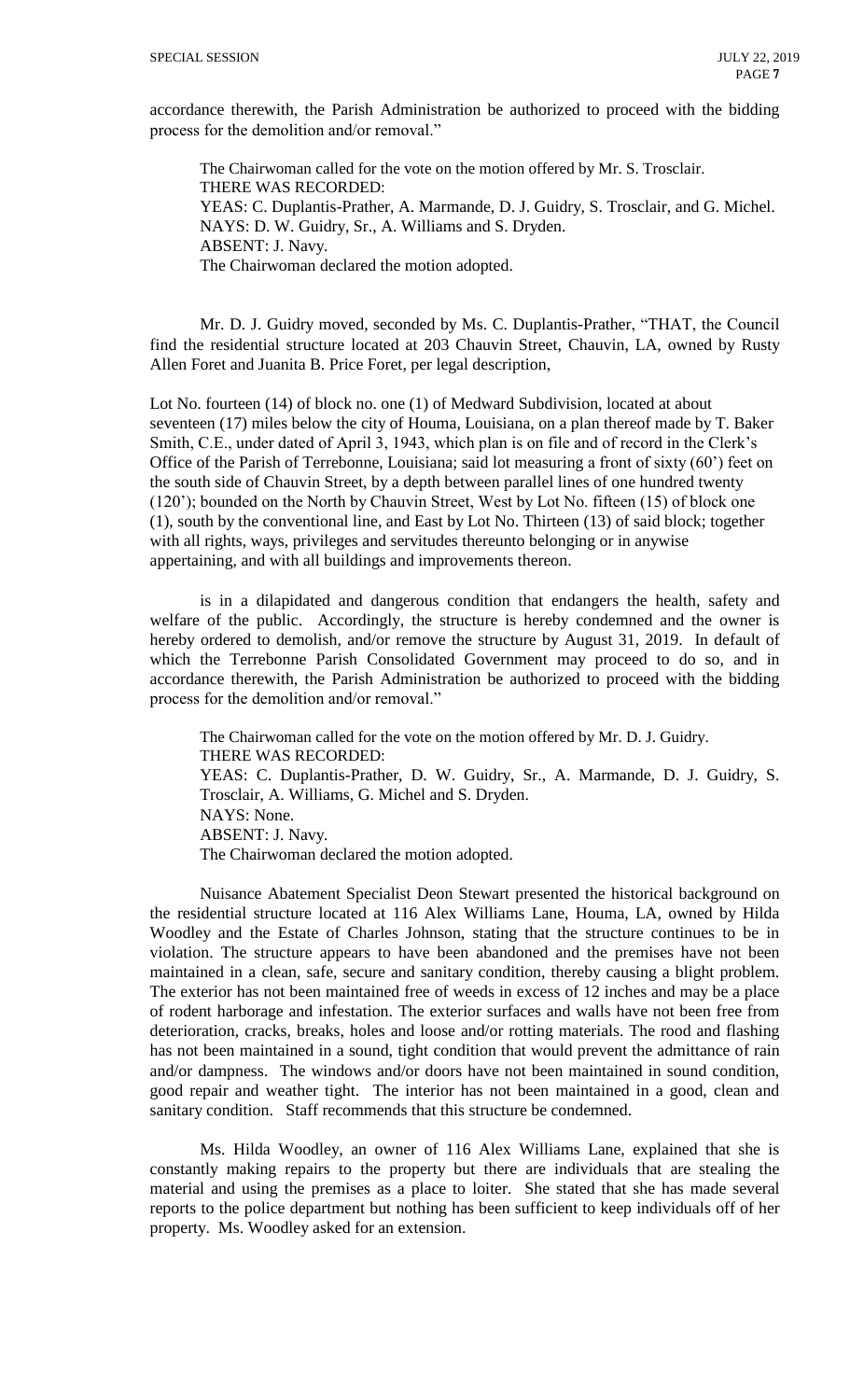accordance therewith, the Parish Administration be authorized to proceed with the bidding process for the demolition and/or removal."

The Chairwoman called for the vote on the motion offered by Mr. S. Trosclair.
THERE WAS RECORDED:
YEAS: C. Duplantis-Prather, A. Marmande, D. J. Guidry, S. Trosclair, and G. Michel.
NAYS: D. W. Guidry, Sr., A. Williams and S. Dryden.
ABSENT: J. Navy.
The Chairwoman declared the motion adopted.

Mr. D. J. Guidry moved, seconded by Ms. C. Duplantis-Prather, "THAT, the Council find the residential structure located at 203 Chauvin Street, Chauvin, LA, owned by Rusty Allen Foret and Juanita B. Price Foret, per legal description,

Lot No. fourteen (14) of block no. one (1) of Medward Subdivision, located at about seventeen (17) miles below the city of Houma, Louisiana, on a plan thereof made by T. Baker Smith, C.E., under dated of April 3, 1943, which plan is on file and of record in the Clerk's Office of the Parish of Terrebonne, Louisiana; said lot measuring a front of sixty (60') feet on the south side of Chauvin Street, by a depth between parallel lines of one hundred twenty (120'); bounded on the North by Chauvin Street, West by Lot No. fifteen (15) of block one (1), south by the conventional line, and East by Lot No. Thirteen (13) of said block; together with all rights, ways, privileges and servitudes thereunto belonging or in anywise appertaining, and with all buildings and improvements thereon.

is in a dilapidated and dangerous condition that endangers the health, safety and welfare of the public. Accordingly, the structure is hereby condemned and the owner is hereby ordered to demolish, and/or remove the structure by August 31, 2019. In default of which the Terrebonne Parish Consolidated Government may proceed to do so, and in accordance therewith, the Parish Administration be authorized to proceed with the bidding process for the demolition and/or removal."

The Chairwoman called for the vote on the motion offered by Mr. D. J. Guidry.
THERE WAS RECORDED:
YEAS: C. Duplantis-Prather, D. W. Guidry, Sr., A. Marmande, D. J. Guidry, S. Trosclair, A. Williams, G. Michel and S. Dryden.
NAYS: None.
ABSENT: J. Navy.
The Chairwoman declared the motion adopted.

Nuisance Abatement Specialist Deon Stewart presented the historical background on the residential structure located at 116 Alex Williams Lane, Houma, LA, owned by Hilda Woodley and the Estate of Charles Johnson, stating that the structure continues to be in violation. The structure appears to have been abandoned and the premises have not been maintained in a clean, safe, secure and sanitary condition, thereby causing a blight problem. The exterior has not been maintained free of weeds in excess of 12 inches and may be a place of rodent harborage and infestation. The exterior surfaces and walls have not been free from deterioration, cracks, breaks, holes and loose and/or rotting materials. The rood and flashing has not been maintained in a sound, tight condition that would prevent the admittance of rain and/or dampness. The windows and/or doors have not been maintained in sound condition, good repair and weather tight. The interior has not been maintained in a good, clean and sanitary condition. Staff recommends that this structure be condemned.

Ms. Hilda Woodley, an owner of 116 Alex Williams Lane, explained that she is constantly making repairs to the property but there are individuals that are stealing the material and using the premises as a place to loiter. She stated that she has made several reports to the police department but nothing has been sufficient to keep individuals off of her property. Ms. Woodley asked for an extension.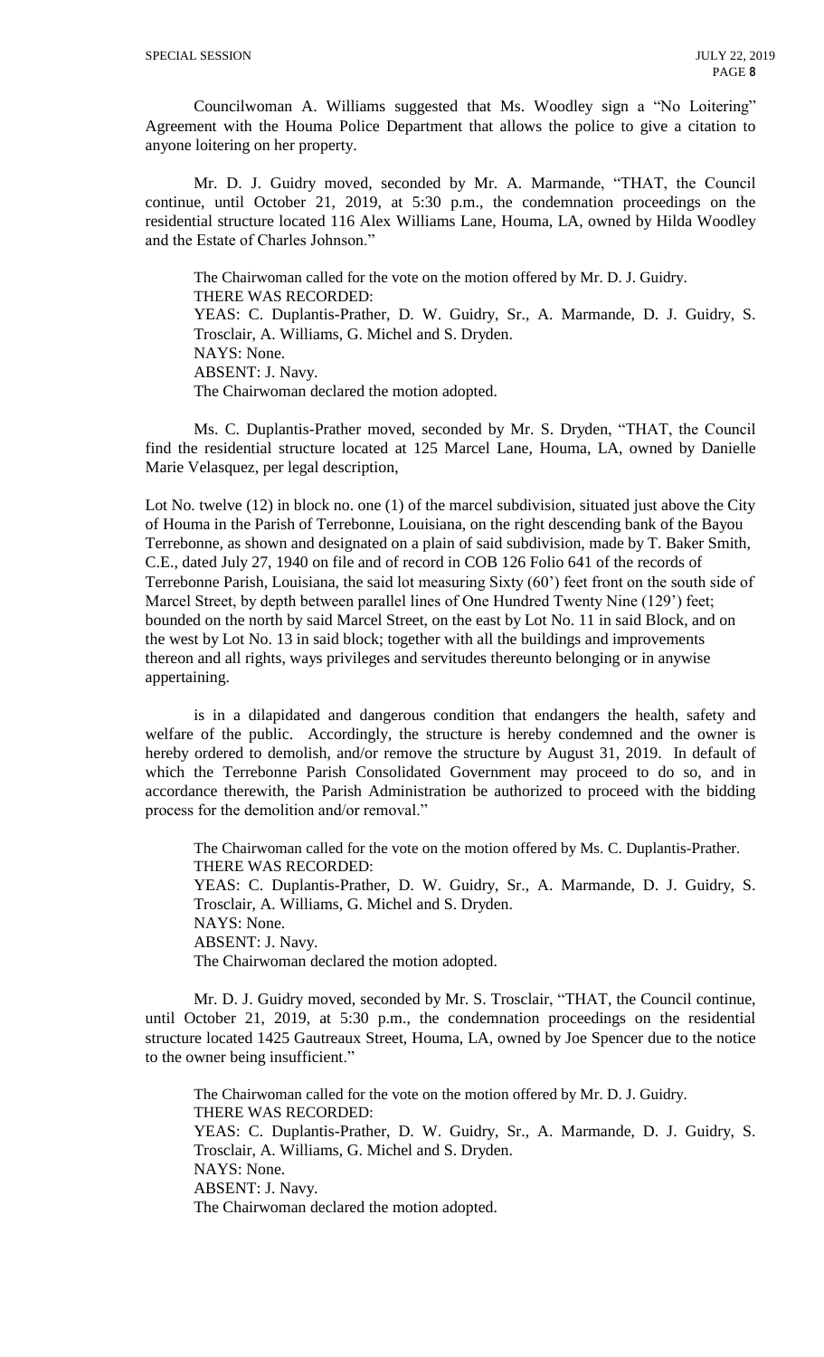Councilwoman A. Williams suggested that Ms. Woodley sign a "No Loitering" Agreement with the Houma Police Department that allows the police to give a citation to anyone loitering on her property.

Mr. D. J. Guidry moved, seconded by Mr. A. Marmande, "THAT, the Council continue, until October 21, 2019, at 5:30 p.m., the condemnation proceedings on the residential structure located 116 Alex Williams Lane, Houma, LA, owned by Hilda Woodley and the Estate of Charles Johnson."

The Chairwoman called for the vote on the motion offered by Mr. D. J. Guidry.
THERE WAS RECORDED:
YEAS: C. Duplantis-Prather, D. W. Guidry, Sr., A. Marmande, D. J. Guidry, S. Trosclair, A. Williams, G. Michel and S. Dryden.
NAYS: None.
ABSENT: J. Navy.
The Chairwoman declared the motion adopted.

Ms. C. Duplantis-Prather moved, seconded by Mr. S. Dryden, "THAT, the Council find the residential structure located at 125 Marcel Lane, Houma, LA, owned by Danielle Marie Velasquez, per legal description,

Lot No. twelve (12) in block no. one (1) of the marcel subdivision, situated just above the City of Houma in the Parish of Terrebonne, Louisiana, on the right descending bank of the Bayou Terrebonne, as shown and designated on a plain of said subdivision, made by T. Baker Smith, C.E., dated July 27, 1940 on file and of record in COB 126 Folio 641 of the records of Terrebonne Parish, Louisiana, the said lot measuring Sixty (60') feet front on the south side of Marcel Street, by depth between parallel lines of One Hundred Twenty Nine (129') feet; bounded on the north by said Marcel Street, on the east by Lot No. 11 in said Block, and on the west by Lot No. 13 in said block; together with all the buildings and improvements thereon and all rights, ways privileges and servitudes thereunto belonging or in anywise appertaining.

is in a dilapidated and dangerous condition that endangers the health, safety and welfare of the public. Accordingly, the structure is hereby condemned and the owner is hereby ordered to demolish, and/or remove the structure by August 31, 2019. In default of which the Terrebonne Parish Consolidated Government may proceed to do so, and in accordance therewith, the Parish Administration be authorized to proceed with the bidding process for the demolition and/or removal."

The Chairwoman called for the vote on the motion offered by Ms. C. Duplantis-Prather.
THERE WAS RECORDED:
YEAS: C. Duplantis-Prather, D. W. Guidry, Sr., A. Marmande, D. J. Guidry, S. Trosclair, A. Williams, G. Michel and S. Dryden.
NAYS: None.
ABSENT: J. Navy.
The Chairwoman declared the motion adopted.

Mr. D. J. Guidry moved, seconded by Mr. S. Trosclair, "THAT, the Council continue, until October 21, 2019, at 5:30 p.m., the condemnation proceedings on the residential structure located 1425 Gautreaux Street, Houma, LA, owned by Joe Spencer due to the notice to the owner being insufficient."

The Chairwoman called for the vote on the motion offered by Mr. D. J. Guidry.
THERE WAS RECORDED:
YEAS: C. Duplantis-Prather, D. W. Guidry, Sr., A. Marmande, D. J. Guidry, S. Trosclair, A. Williams, G. Michel and S. Dryden.
NAYS: None.
ABSENT: J. Navy.
The Chairwoman declared the motion adopted.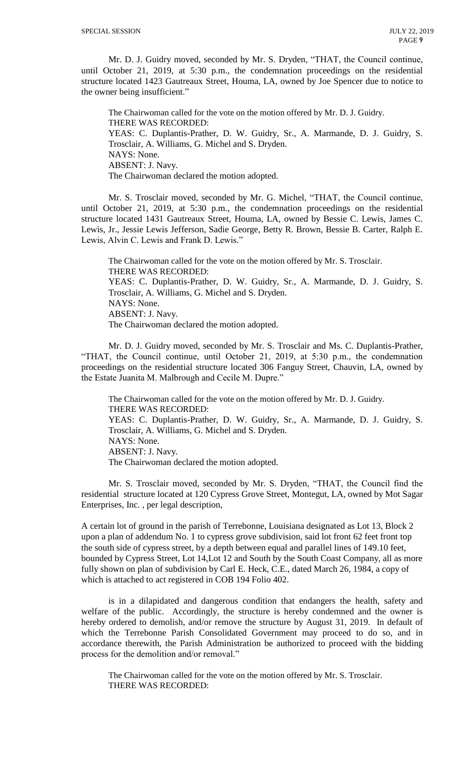Mr. D. J. Guidry moved, seconded by Mr. S. Dryden, "THAT, the Council continue, until October 21, 2019, at 5:30 p.m., the condemnation proceedings on the residential structure located 1423 Gautreaux Street, Houma, LA, owned by Joe Spencer due to notice to the owner being insufficient."

The Chairwoman called for the vote on the motion offered by Mr. D. J. Guidry.
THERE WAS RECORDED:
YEAS: C. Duplantis-Prather, D. W. Guidry, Sr., A. Marmande, D. J. Guidry, S. Trosclair, A. Williams, G. Michel and S. Dryden.
NAYS: None.
ABSENT: J. Navy.
The Chairwoman declared the motion adopted.

Mr. S. Trosclair moved, seconded by Mr. G. Michel, "THAT, the Council continue, until October 21, 2019, at 5:30 p.m., the condemnation proceedings on the residential structure located 1431 Gautreaux Street, Houma, LA, owned by Bessie C. Lewis, James C. Lewis, Jr., Jessie Lewis Jefferson, Sadie George, Betty R. Brown, Bessie B. Carter, Ralph E. Lewis, Alvin C. Lewis and Frank D. Lewis."

The Chairwoman called for the vote on the motion offered by Mr. S. Trosclair.
THERE WAS RECORDED:
YEAS: C. Duplantis-Prather, D. W. Guidry, Sr., A. Marmande, D. J. Guidry, S. Trosclair, A. Williams, G. Michel and S. Dryden.
NAYS: None.
ABSENT: J. Navy.
The Chairwoman declared the motion adopted.

Mr. D. J. Guidry moved, seconded by Mr. S. Trosclair and Ms. C. Duplantis-Prather, "THAT, the Council continue, until October 21, 2019, at 5:30 p.m., the condemnation proceedings on the residential structure located 306 Fanguy Street, Chauvin, LA, owned by the Estate Juanita M. Malbrough and Cecile M. Dupre."

The Chairwoman called for the vote on the motion offered by Mr. D. J. Guidry.
THERE WAS RECORDED:
YEAS: C. Duplantis-Prather, D. W. Guidry, Sr., A. Marmande, D. J. Guidry, S. Trosclair, A. Williams, G. Michel and S. Dryden.
NAYS: None.
ABSENT: J. Navy.
The Chairwoman declared the motion adopted.

Mr. S. Trosclair moved, seconded by Mr. S. Dryden, "THAT, the Council find the residential structure located at 120 Cypress Grove Street, Montegut, LA, owned by Mot Sagar Enterprises, Inc. , per legal description,

A certain lot of ground in the parish of Terrebonne, Louisiana designated as Lot 13, Block 2 upon a plan of addendum No. 1 to cypress grove subdivision, said lot front 62 feet front top the south side of cypress street, by a depth between equal and parallel lines of 149.10 feet, bounded by Cypress Street, Lot 14,Lot 12 and South by the South Coast Company, all as more fully shown on plan of subdivision by Carl E. Heck, C.E., dated March 26, 1984, a copy of which is attached to act registered in COB 194 Folio 402.

is in a dilapidated and dangerous condition that endangers the health, safety and welfare of the public. Accordingly, the structure is hereby condemned and the owner is hereby ordered to demolish, and/or remove the structure by August 31, 2019. In default of which the Terrebonne Parish Consolidated Government may proceed to do so, and in accordance therewith, the Parish Administration be authorized to proceed with the bidding process for the demolition and/or removal."

The Chairwoman called for the vote on the motion offered by Mr. S. Trosclair.
THERE WAS RECORDED: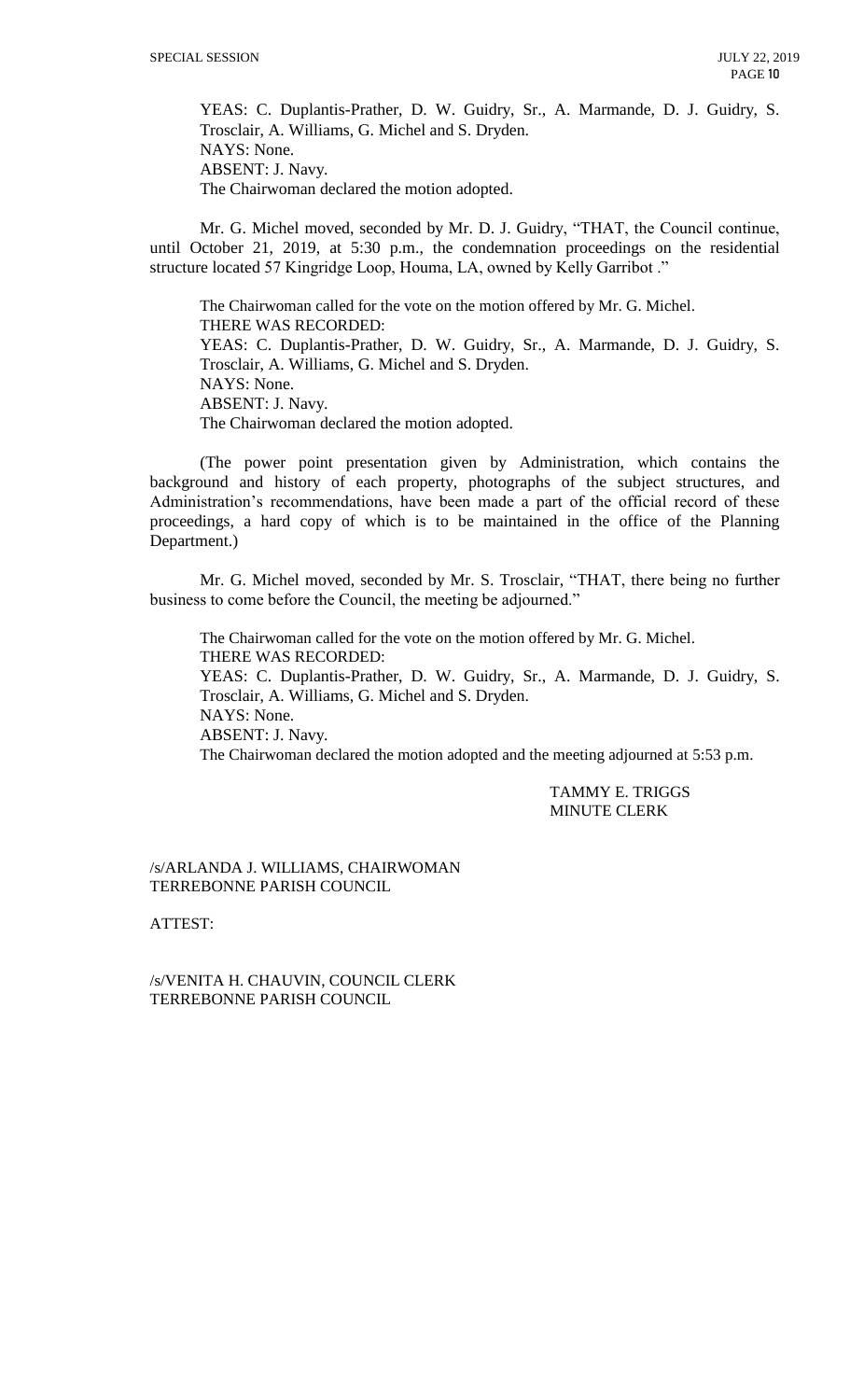YEAS: C. Duplantis-Prather, D. W. Guidry, Sr., A. Marmande, D. J. Guidry, S. Trosclair, A. Williams, G. Michel and S. Dryden.
NAYS: None.
ABSENT: J. Navy.
The Chairwoman declared the motion adopted.

Mr. G. Michel moved, seconded by Mr. D. J. Guidry, "THAT, the Council continue, until October 21, 2019, at 5:30 p.m., the condemnation proceedings on the residential structure located 57 Kingridge Loop, Houma, LA, owned by Kelly Garribot ."

The Chairwoman called for the vote on the motion offered by Mr. G. Michel.
THERE WAS RECORDED:
YEAS: C. Duplantis-Prather, D. W. Guidry, Sr., A. Marmande, D. J. Guidry, S. Trosclair, A. Williams, G. Michel and S. Dryden.
NAYS: None.
ABSENT: J. Navy.
The Chairwoman declared the motion adopted.

(The power point presentation given by Administration, which contains the background and history of each property, photographs of the subject structures, and Administration's recommendations, have been made a part of the official record of these proceedings, a hard copy of which is to be maintained in the office of the Planning Department.)

Mr. G. Michel moved, seconded by Mr. S. Trosclair, "THAT, there being no further business to come before the Council, the meeting be adjourned."

The Chairwoman called for the vote on the motion offered by Mr. G. Michel.
THERE WAS RECORDED:
YEAS: C. Duplantis-Prather, D. W. Guidry, Sr., A. Marmande, D. J. Guidry, S. Trosclair, A. Williams, G. Michel and S. Dryden.
NAYS: None.
ABSENT: J. Navy.
The Chairwoman declared the motion adopted and the meeting adjourned at 5:53 p.m.

TAMMY E. TRIGGS
MINUTE CLERK

/s/ARLANDA J. WILLIAMS, CHAIRWOMAN
TERREBONNE PARISH COUNCIL

ATTEST:

/s/VENITA H. CHAUVIN, COUNCIL CLERK
TERREBONNE PARISH COUNCIL